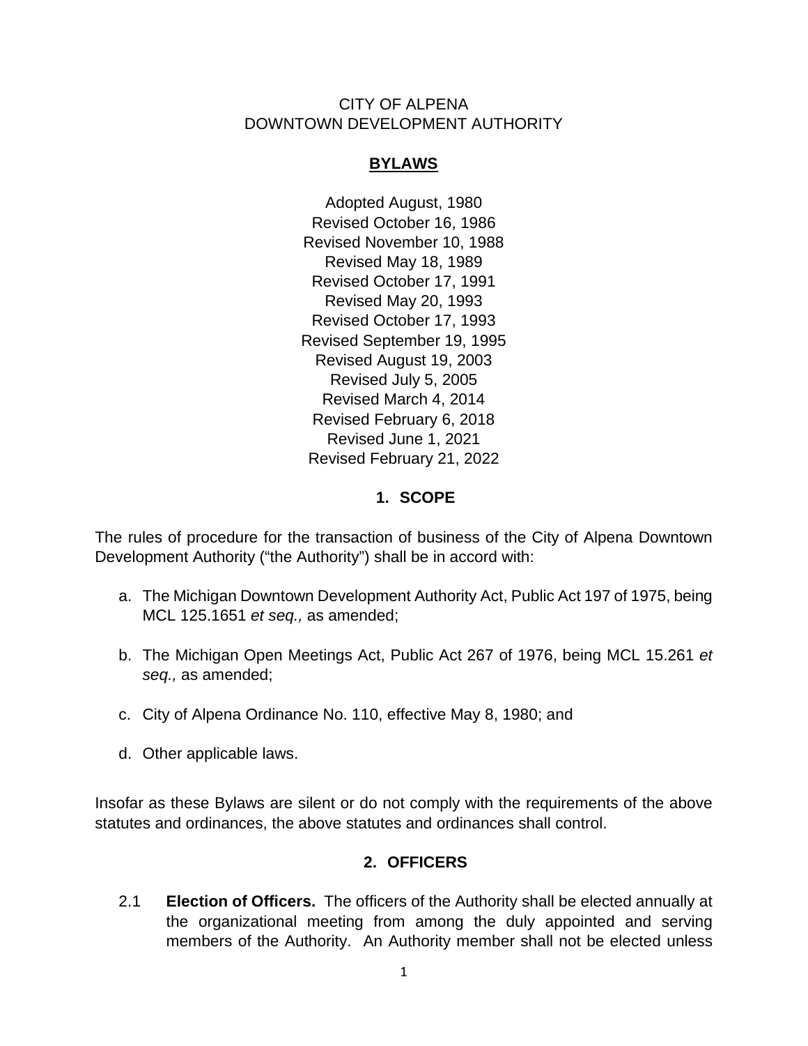CITY OF ALPENA
DOWNTOWN DEVELOPMENT AUTHORITY

# BYLAWS

Adopted August, 1980
Revised October 16, 1986
Revised November 10, 1988
Revised May 18, 1989
Revised October 17, 1991
Revised May 20, 1993
Revised October 17, 1993
Revised September 19, 1995
Revised August 19, 2003
Revised July 5, 2005
Revised March 4, 2014
Revised February 6, 2018
Revised June 1, 2021
Revised February 21, 2022

## 1. SCOPE

The rules of procedure for the transaction of business of the City of Alpena Downtown Development Authority ("the Authority") shall be in accord with:

a. The Michigan Downtown Development Authority Act, Public Act 197 of 1975, being MCL 125.1651 *et seq.,* as amended;

b. The Michigan Open Meetings Act, Public Act 267 of 1976, being MCL 15.261 *et seq.,* as amended;

c. City of Alpena Ordinance No. 110, effective May 8, 1980; and

d. Other applicable laws.

Insofar as these Bylaws are silent or do not comply with the requirements of the above statutes and ordinances, the above statutes and ordinances shall control.

## 2. OFFICERS

2.1 **Election of Officers.** The officers of the Authority shall be elected annually at the organizational meeting from among the duly appointed and serving members of the Authority. An Authority member shall not be elected unless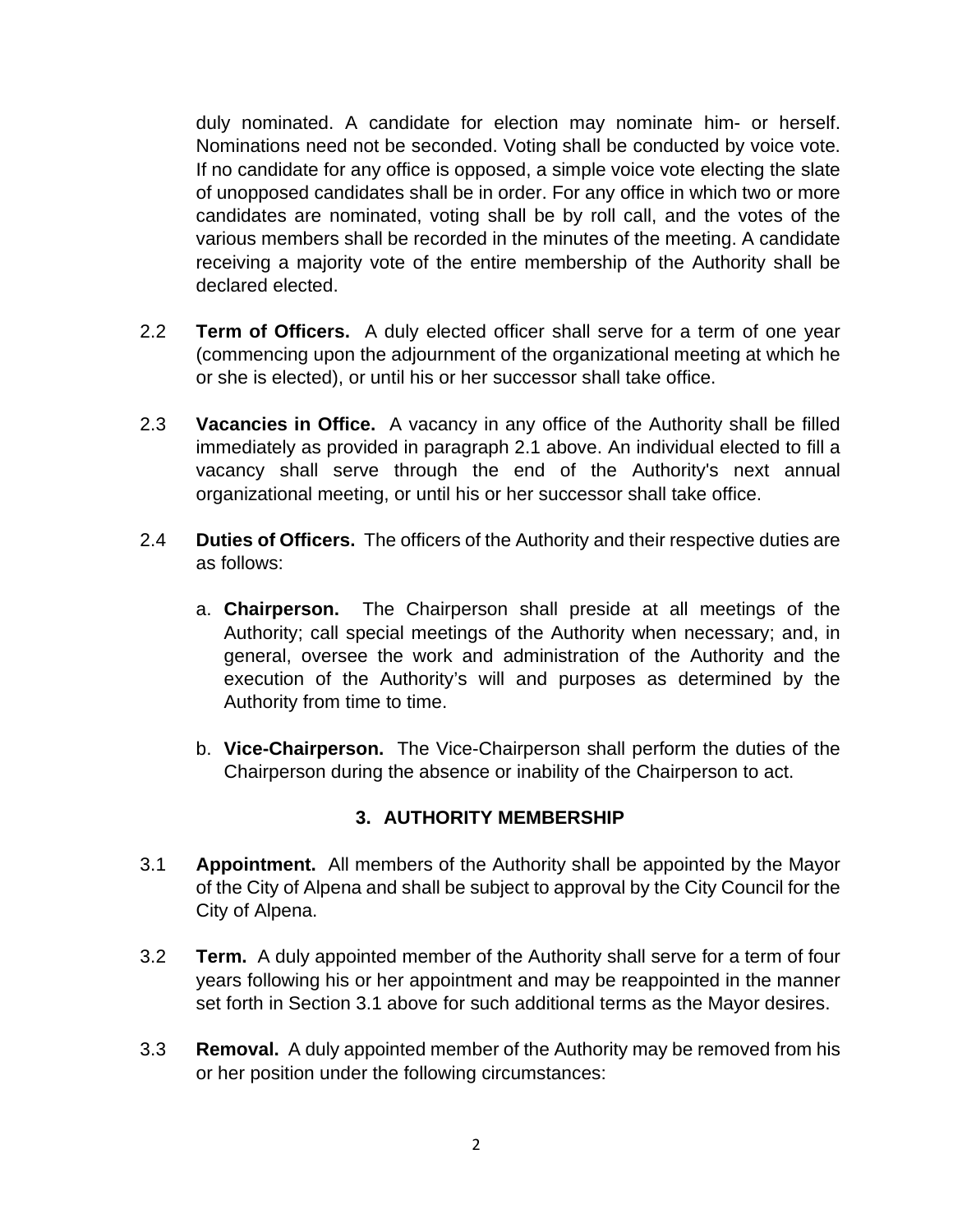duly nominated. A candidate for election may nominate him- or herself. Nominations need not be seconded. Voting shall be conducted by voice vote. If no candidate for any office is opposed, a simple voice vote electing the slate of unopposed candidates shall be in order. For any office in which two or more candidates are nominated, voting shall be by roll call, and the votes of the various members shall be recorded in the minutes of the meeting. A candidate receiving a majority vote of the entire membership of the Authority shall be declared elected.

2.2 **Term of Officers.** A duly elected officer shall serve for a term of one year (commencing upon the adjournment of the organizational meeting at which he or she is elected), or until his or her successor shall take office.

2.3 **Vacancies in Office.** A vacancy in any office of the Authority shall be filled immediately as provided in paragraph 2.1 above. An individual elected to fill a vacancy shall serve through the end of the Authority's next annual organizational meeting, or until his or her successor shall take office.

2.4 **Duties of Officers.** The officers of the Authority and their respective duties are as follows:

a. **Chairperson.** The Chairperson shall preside at all meetings of the Authority; call special meetings of the Authority when necessary; and, in general, oversee the work and administration of the Authority and the execution of the Authority's will and purposes as determined by the Authority from time to time.

b. **Vice-Chairperson.** The Vice-Chairperson shall perform the duties of the Chairperson during the absence or inability of the Chairperson to act.

## 3. AUTHORITY MEMBERSHIP

3.1 **Appointment.** All members of the Authority shall be appointed by the Mayor of the City of Alpena and shall be subject to approval by the City Council for the City of Alpena.

3.2 **Term.** A duly appointed member of the Authority shall serve for a term of four years following his or her appointment and may be reappointed in the manner set forth in Section 3.1 above for such additional terms as the Mayor desires.

3.3 **Removal.** A duly appointed member of the Authority may be removed from his or her position under the following circumstances: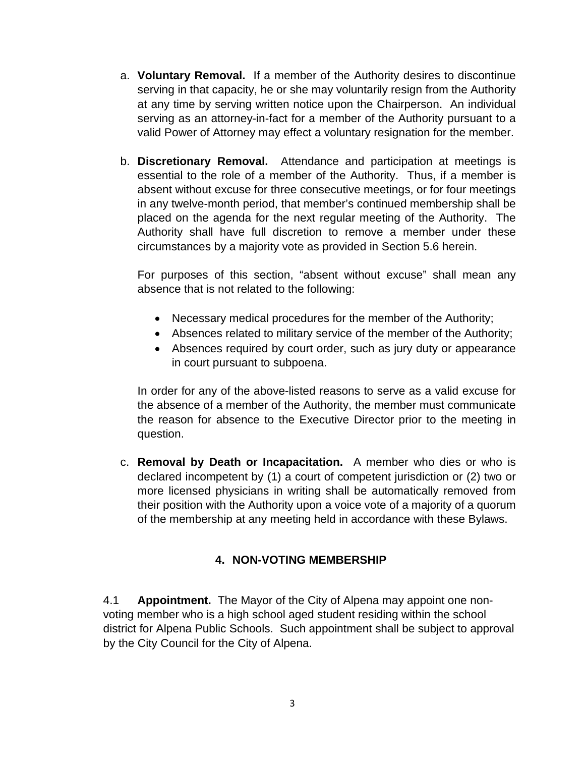a. **Voluntary Removal.** If a member of the Authority desires to discontinue serving in that capacity, he or she may voluntarily resign from the Authority at any time by serving written notice upon the Chairperson. An individual serving as an attorney-in-fact for a member of the Authority pursuant to a valid Power of Attorney may effect a voluntary resignation for the member.

b. **Discretionary Removal.** Attendance and participation at meetings is essential to the role of a member of the Authority. Thus, if a member is absent without excuse for three consecutive meetings, or for four meetings in any twelve-month period, that member's continued membership shall be placed on the agenda for the next regular meeting of the Authority. The Authority shall have full discretion to remove a member under these circumstances by a majority vote as provided in Section 5.6 herein.

   For purposes of this section, "absent without excuse" shall mean any absence that is not related to the following:

   - Necessary medical procedures for the member of the Authority;
   - Absences related to military service of the member of the Authority;
   - Absences required by court order, such as jury duty or appearance in court pursuant to subpoena.

   In order for any of the above-listed reasons to serve as a valid excuse for the absence of a member of the Authority, the member must communicate the reason for absence to the Executive Director prior to the meeting in question.

c. **Removal by Death or Incapacitation.** A member who dies or who is declared incompetent by (1) a court of competent jurisdiction or (2) two or more licensed physicians in writing shall be automatically removed from their position with the Authority upon a voice vote of a majority of a quorum of the membership at any meeting held in accordance with these Bylaws.

## 4. NON-VOTING MEMBERSHIP

4.1 **Appointment.** The Mayor of the City of Alpena may appoint one non-voting member who is a high school aged student residing within the school district for Alpena Public Schools. Such appointment shall be subject to approval by the City Council for the City of Alpena.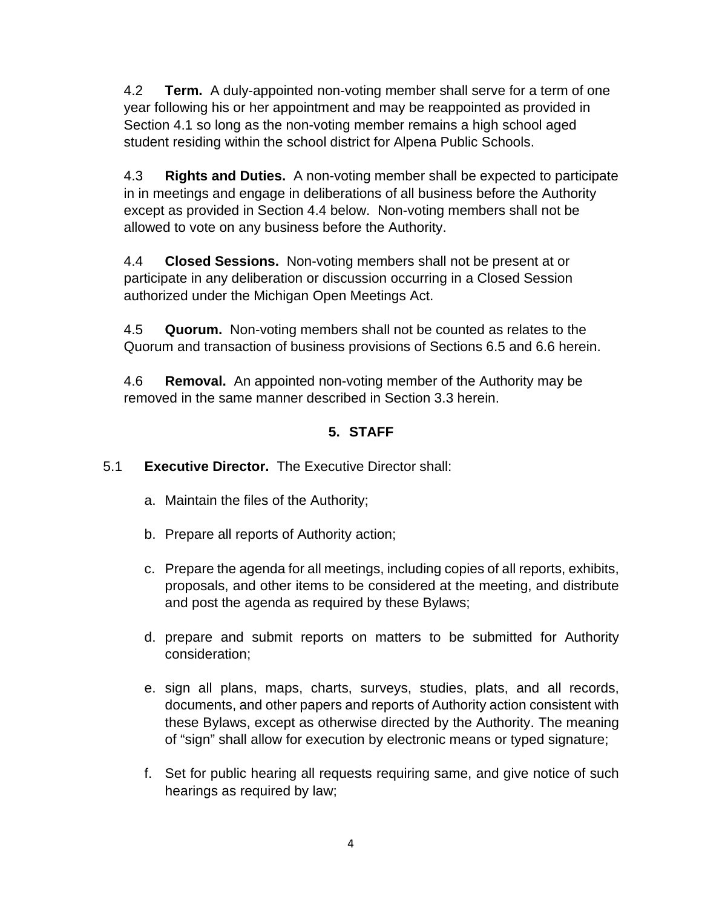4.2 **Term.** A duly-appointed non-voting member shall serve for a term of one year following his or her appointment and may be reappointed as provided in Section 4.1 so long as the non-voting member remains a high school aged student residing within the school district for Alpena Public Schools.

4.3 **Rights and Duties.** A non-voting member shall be expected to participate in in meetings and engage in deliberations of all business before the Authority except as provided in Section 4.4 below. Non-voting members shall not be allowed to vote on any business before the Authority.

4.4 **Closed Sessions.** Non-voting members shall not be present at or participate in any deliberation or discussion occurring in a Closed Session authorized under the Michigan Open Meetings Act.

4.5 **Quorum.** Non-voting members shall not be counted as relates to the Quorum and transaction of business provisions of Sections 6.5 and 6.6 herein.

4.6 **Removal.** An appointed non-voting member of the Authority may be removed in the same manner described in Section 3.3 herein.

## 5. STAFF

5.1 **Executive Director.** The Executive Director shall:

a. Maintain the files of the Authority;

b. Prepare all reports of Authority action;

c. Prepare the agenda for all meetings, including copies of all reports, exhibits, proposals, and other items to be considered at the meeting, and distribute and post the agenda as required by these Bylaws;

d. prepare and submit reports on matters to be submitted for Authority consideration;

e. sign all plans, maps, charts, surveys, studies, plats, and all records, documents, and other papers and reports of Authority action consistent with these Bylaws, except as otherwise directed by the Authority. The meaning of "sign" shall allow for execution by electronic means or typed signature;

f. Set for public hearing all requests requiring same, and give notice of such hearings as required by law;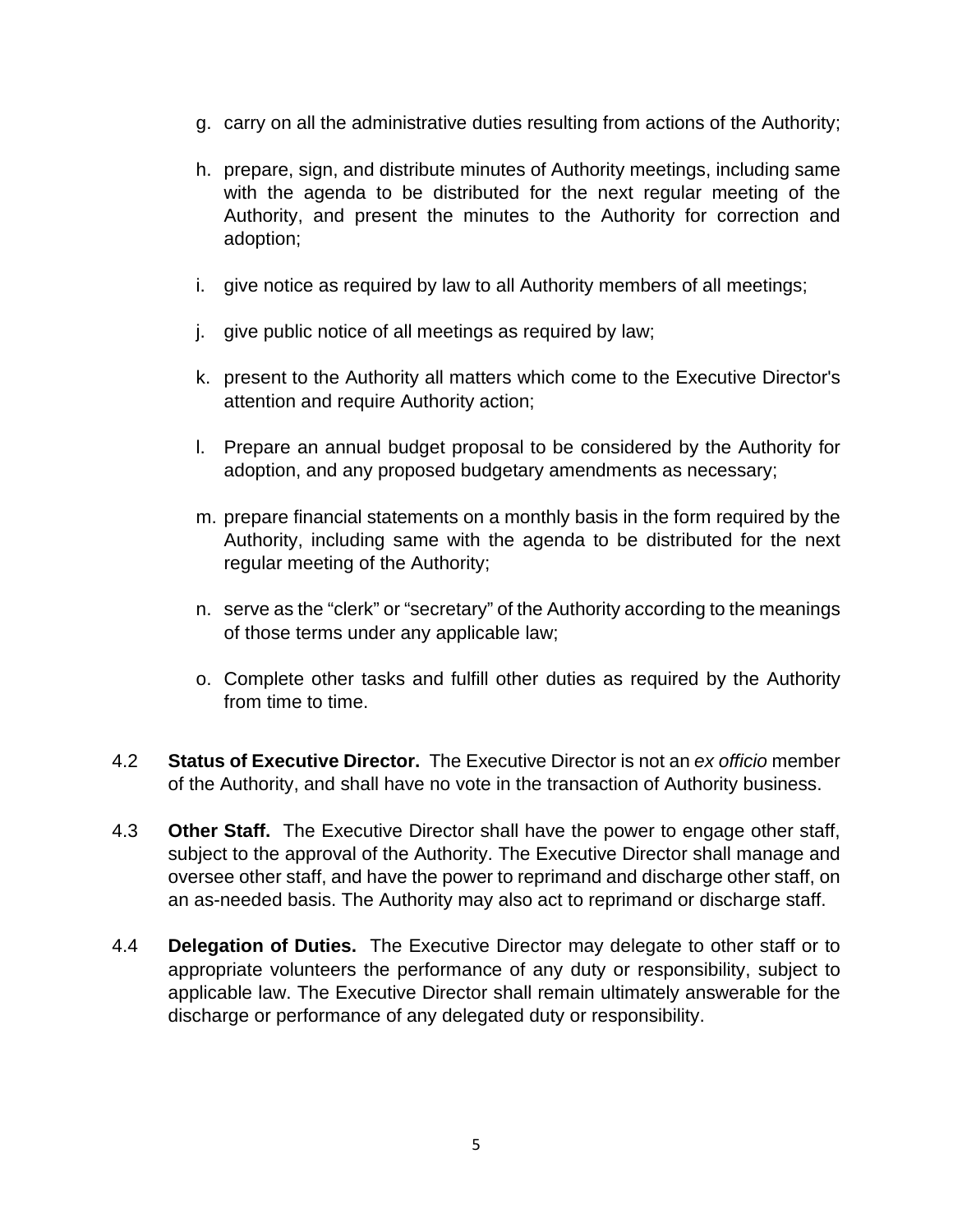g. carry on all the administrative duties resulting from actions of the Authority;

h. prepare, sign, and distribute minutes of Authority meetings, including same with the agenda to be distributed for the next regular meeting of the Authority, and present the minutes to the Authority for correction and adoption;

i. give notice as required by law to all Authority members of all meetings;

j. give public notice of all meetings as required by law;

k. present to the Authority all matters which come to the Executive Director's attention and require Authority action;

l. Prepare an annual budget proposal to be considered by the Authority for adoption, and any proposed budgetary amendments as necessary;

m. prepare financial statements on a monthly basis in the form required by the Authority, including same with the agenda to be distributed for the next regular meeting of the Authority;

n. serve as the “clerk” or “secretary” of the Authority according to the meanings of those terms under any applicable law;

o. Complete other tasks and fulfill other duties as required by the Authority from time to time.

4.2 **Status of Executive Director.** The Executive Director is not an *ex officio* member of the Authority, and shall have no vote in the transaction of Authority business.

4.3 **Other Staff.** The Executive Director shall have the power to engage other staff, subject to the approval of the Authority. The Executive Director shall manage and oversee other staff, and have the power to reprimand and discharge other staff, on an as-needed basis. The Authority may also act to reprimand or discharge staff.

4.4 **Delegation of Duties.** The Executive Director may delegate to other staff or to appropriate volunteers the performance of any duty or responsibility, subject to applicable law. The Executive Director shall remain ultimately answerable for the discharge or performance of any delegated duty or responsibility.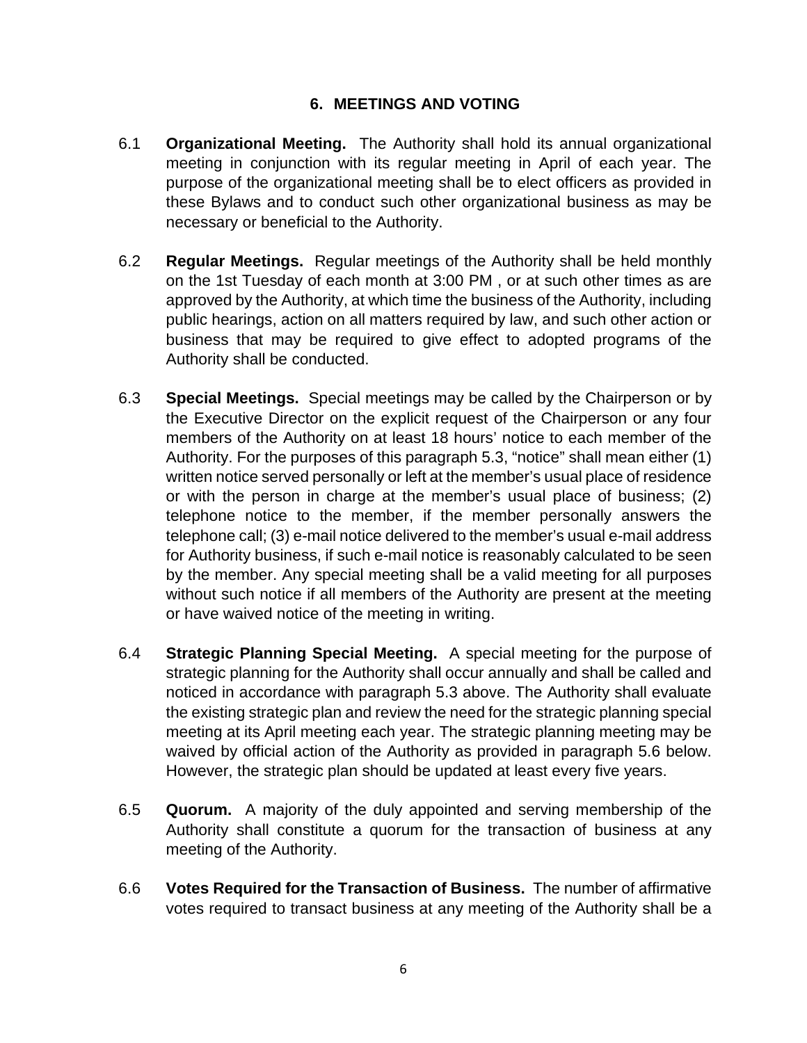## 6. MEETINGS AND VOTING

6.1 **Organizational Meeting.** The Authority shall hold its annual organizational meeting in conjunction with its regular meeting in April of each year. The purpose of the organizational meeting shall be to elect officers as provided in these Bylaws and to conduct such other organizational business as may be necessary or beneficial to the Authority.

6.2 **Regular Meetings.** Regular meetings of the Authority shall be held monthly on the 1st Tuesday of each month at 3:00 PM , or at such other times as are approved by the Authority, at which time the business of the Authority, including public hearings, action on all matters required by law, and such other action or business that may be required to give effect to adopted programs of the Authority shall be conducted.

6.3 **Special Meetings.** Special meetings may be called by the Chairperson or by the Executive Director on the explicit request of the Chairperson or any four members of the Authority on at least 18 hours' notice to each member of the Authority. For the purposes of this paragraph 5.3, "notice" shall mean either (1) written notice served personally or left at the member's usual place of residence or with the person in charge at the member's usual place of business; (2) telephone notice to the member, if the member personally answers the telephone call; (3) e-mail notice delivered to the member's usual e-mail address for Authority business, if such e-mail notice is reasonably calculated to be seen by the member. Any special meeting shall be a valid meeting for all purposes without such notice if all members of the Authority are present at the meeting or have waived notice of the meeting in writing.

6.4 **Strategic Planning Special Meeting.** A special meeting for the purpose of strategic planning for the Authority shall occur annually and shall be called and noticed in accordance with paragraph 5.3 above. The Authority shall evaluate the existing strategic plan and review the need for the strategic planning special meeting at its April meeting each year. The strategic planning meeting may be waived by official action of the Authority as provided in paragraph 5.6 below. However, the strategic plan should be updated at least every five years.

6.5 **Quorum.** A majority of the duly appointed and serving membership of the Authority shall constitute a quorum for the transaction of business at any meeting of the Authority.

6.6 **Votes Required for the Transaction of Business.** The number of affirmative votes required to transact business at any meeting of the Authority shall be a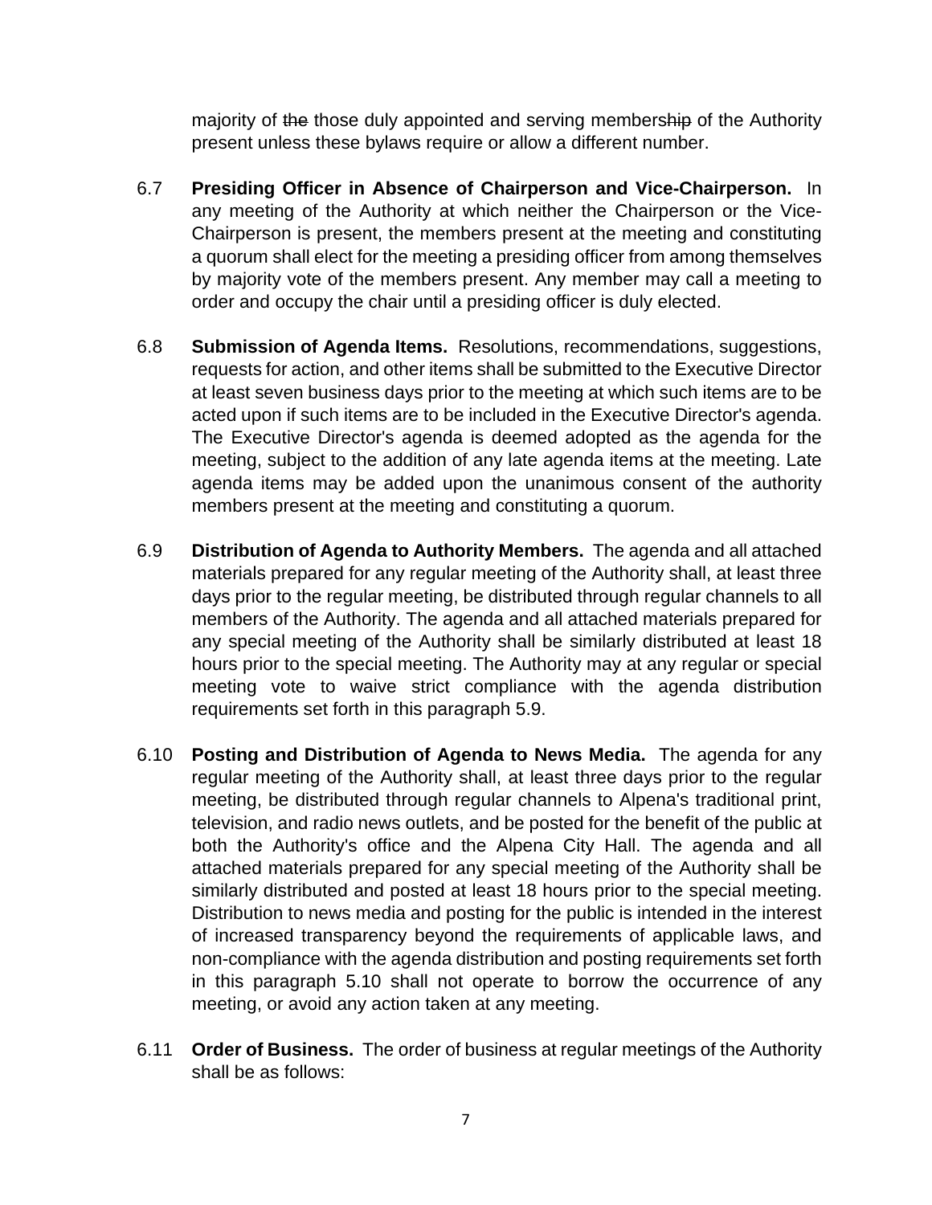majority of ~~the~~ those duly appointed and serving members~~hip~~ of the Authority present unless these bylaws require or allow a different number.

6.7 **Presiding Officer in Absence of Chairperson and Vice-Chairperson.** In any meeting of the Authority at which neither the Chairperson or the Vice-Chairperson is present, the members present at the meeting and constituting a quorum shall elect for the meeting a presiding officer from among themselves by majority vote of the members present. Any member may call a meeting to order and occupy the chair until a presiding officer is duly elected.

6.8 **Submission of Agenda Items.** Resolutions, recommendations, suggestions, requests for action, and other items shall be submitted to the Executive Director at least seven business days prior to the meeting at which such items are to be acted upon if such items are to be included in the Executive Director's agenda. The Executive Director's agenda is deemed adopted as the agenda for the meeting, subject to the addition of any late agenda items at the meeting. Late agenda items may be added upon the unanimous consent of the authority members present at the meeting and constituting a quorum.

6.9 **Distribution of Agenda to Authority Members.** The agenda and all attached materials prepared for any regular meeting of the Authority shall, at least three days prior to the regular meeting, be distributed through regular channels to all members of the Authority. The agenda and all attached materials prepared for any special meeting of the Authority shall be similarly distributed at least 18 hours prior to the special meeting. The Authority may at any regular or special meeting vote to waive strict compliance with the agenda distribution requirements set forth in this paragraph 5.9.

6.10 **Posting and Distribution of Agenda to News Media.** The agenda for any regular meeting of the Authority shall, at least three days prior to the regular meeting, be distributed through regular channels to Alpena's traditional print, television, and radio news outlets, and be posted for the benefit of the public at both the Authority's office and the Alpena City Hall. The agenda and all attached materials prepared for any special meeting of the Authority shall be similarly distributed and posted at least 18 hours prior to the special meeting. Distribution to news media and posting for the public is intended in the interest of increased transparency beyond the requirements of applicable laws, and non-compliance with the agenda distribution and posting requirements set forth in this paragraph 5.10 shall not operate to borrow the occurrence of any meeting, or avoid any action taken at any meeting.

6.11 **Order of Business.** The order of business at regular meetings of the Authority shall be as follows: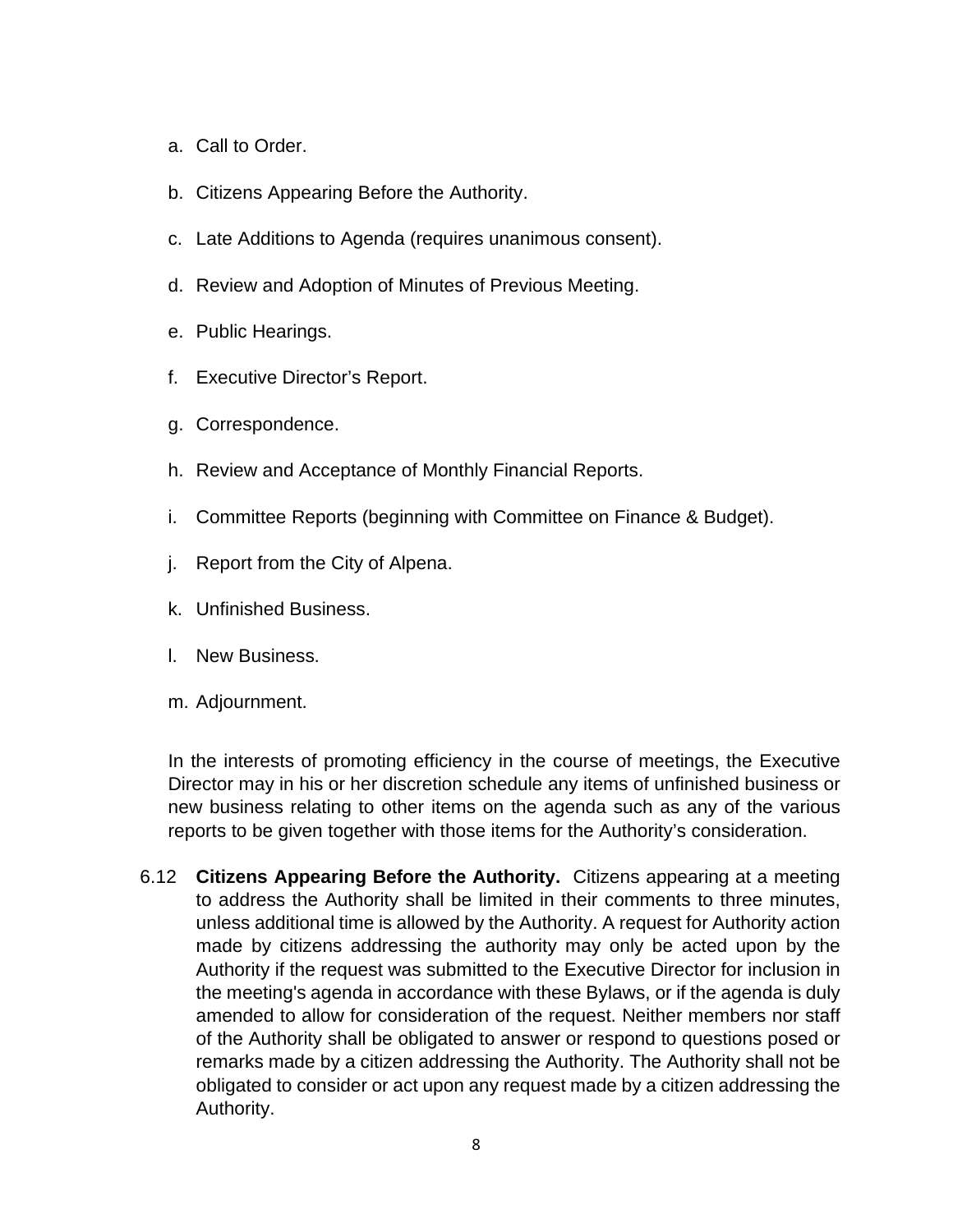a. Call to Order.

b. Citizens Appearing Before the Authority.

c. Late Additions to Agenda (requires unanimous consent).

d. Review and Adoption of Minutes of Previous Meeting.

e. Public Hearings.

f. Executive Director's Report.

g. Correspondence.

h. Review and Acceptance of Monthly Financial Reports.

i. Committee Reports (beginning with Committee on Finance & Budget).

j. Report from the City of Alpena.

k. Unfinished Business.

l. New Business.

m. Adjournment.

In the interests of promoting efficiency in the course of meetings, the Executive Director may in his or her discretion schedule any items of unfinished business or new business relating to other items on the agenda such as any of the various reports to be given together with those items for the Authority's consideration.

6.12 **Citizens Appearing Before the Authority.** Citizens appearing at a meeting to address the Authority shall be limited in their comments to three minutes, unless additional time is allowed by the Authority. A request for Authority action made by citizens addressing the authority may only be acted upon by the Authority if the request was submitted to the Executive Director for inclusion in the meeting's agenda in accordance with these Bylaws, or if the agenda is duly amended to allow for consideration of the request. Neither members nor staff of the Authority shall be obligated to answer or respond to questions posed or remarks made by a citizen addressing the Authority. The Authority shall not be obligated to consider or act upon any request made by a citizen addressing the Authority.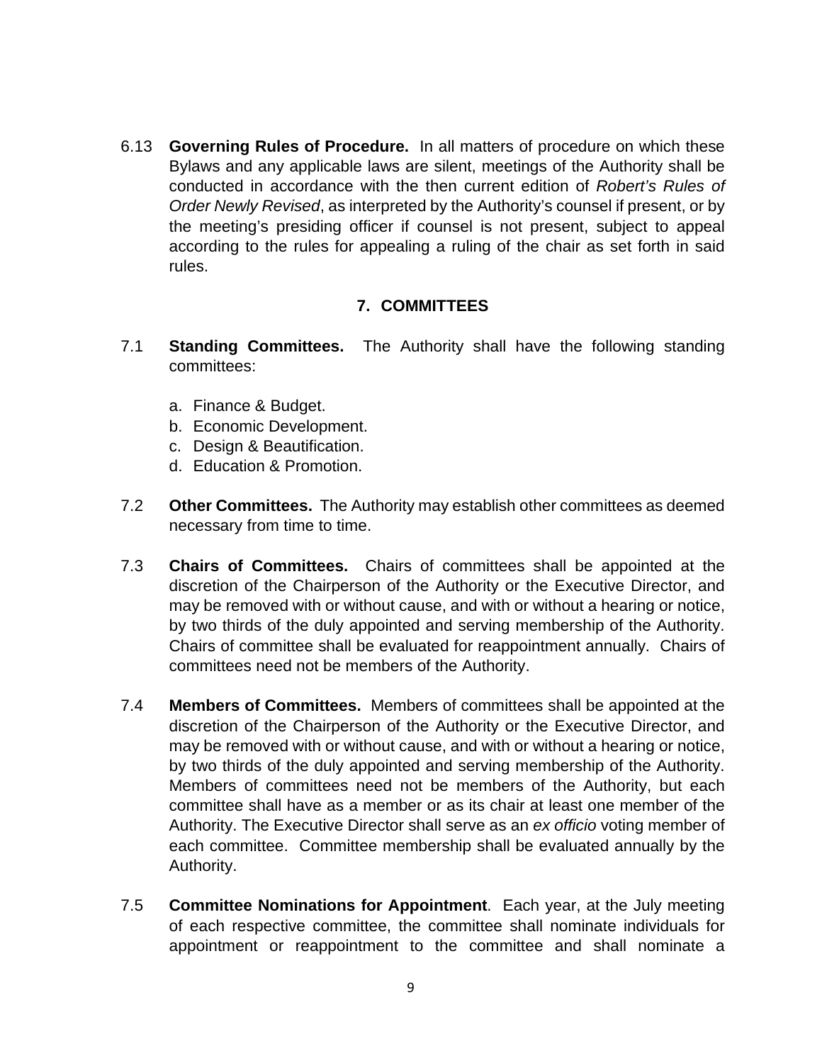6.13 **Governing Rules of Procedure.** In all matters of procedure on which these Bylaws and any applicable laws are silent, meetings of the Authority shall be conducted in accordance with the then current edition of *Robert's Rules of Order Newly Revised*, as interpreted by the Authority's counsel if present, or by the meeting's presiding officer if counsel is not present, subject to appeal according to the rules for appealing a ruling of the chair as set forth in said rules.

## 7. COMMITTEES

7.1 **Standing Committees.** The Authority shall have the following standing committees:

a. Finance & Budget.
b. Economic Development.
c. Design & Beautification.
d. Education & Promotion.

7.2 **Other Committees.** The Authority may establish other committees as deemed necessary from time to time.

7.3 **Chairs of Committees.** Chairs of committees shall be appointed at the discretion of the Chairperson of the Authority or the Executive Director, and may be removed with or without cause, and with or without a hearing or notice, by two thirds of the duly appointed and serving membership of the Authority. Chairs of committee shall be evaluated for reappointment annually. Chairs of committees need not be members of the Authority.

7.4 **Members of Committees.** Members of committees shall be appointed at the discretion of the Chairperson of the Authority or the Executive Director, and may be removed with or without cause, and with or without a hearing or notice, by two thirds of the duly appointed and serving membership of the Authority. Members of committees need not be members of the Authority, but each committee shall have as a member or as its chair at least one member of the Authority. The Executive Director shall serve as an *ex officio* voting member of each committee. Committee membership shall be evaluated annually by the Authority.

7.5 **Committee Nominations for Appointment**. Each year, at the July meeting of each respective committee, the committee shall nominate individuals for appointment or reappointment to the committee and shall nominate a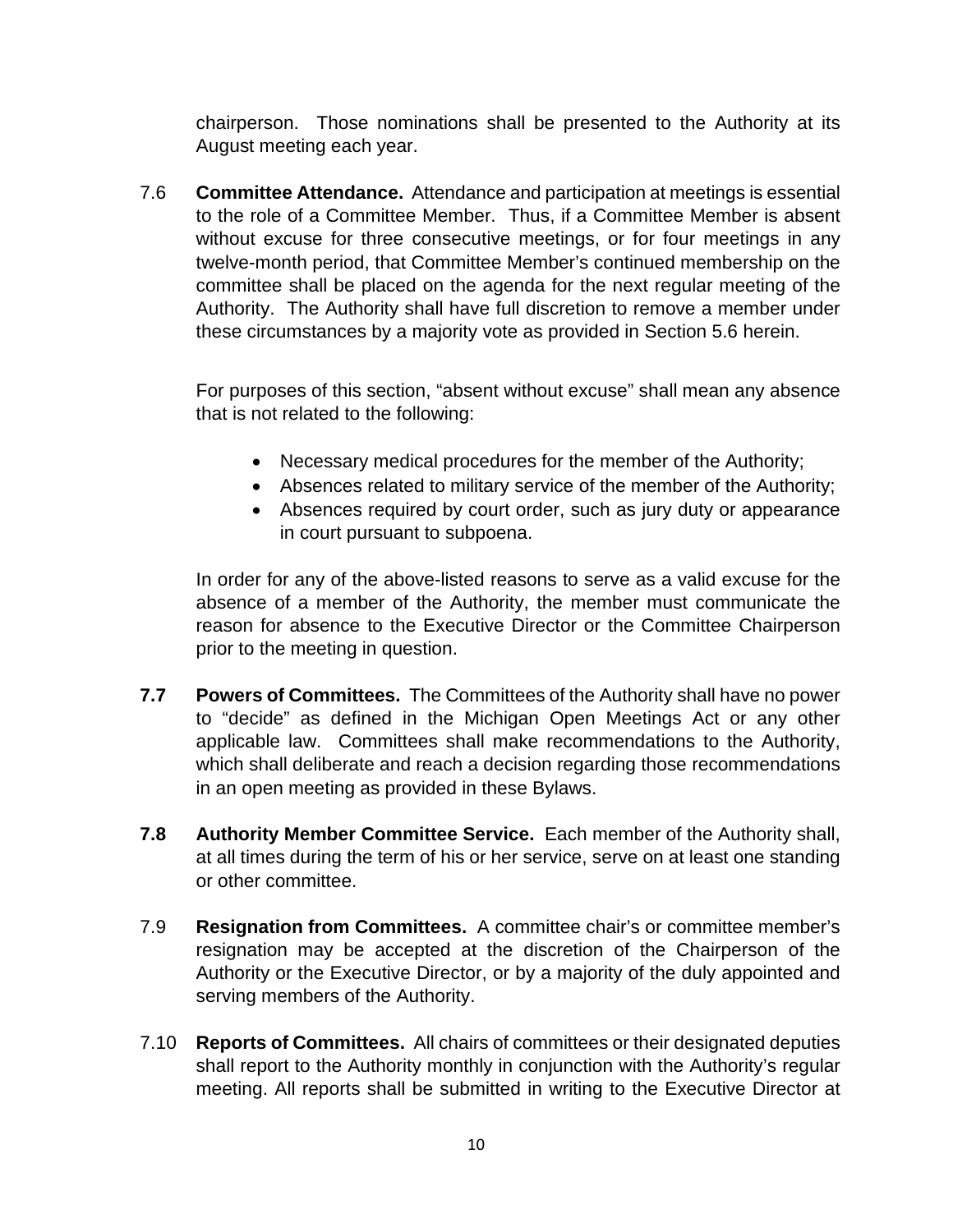chairperson. Those nominations shall be presented to the Authority at its August meeting each year.

7.6 **Committee Attendance.** Attendance and participation at meetings is essential to the role of a Committee Member. Thus, if a Committee Member is absent without excuse for three consecutive meetings, or for four meetings in any twelve-month period, that Committee Member's continued membership on the committee shall be placed on the agenda for the next regular meeting of the Authority. The Authority shall have full discretion to remove a member under these circumstances by a majority vote as provided in Section 5.6 herein.

For purposes of this section, "absent without excuse" shall mean any absence that is not related to the following:

- Necessary medical procedures for the member of the Authority;
- Absences related to military service of the member of the Authority;
- Absences required by court order, such as jury duty or appearance in court pursuant to subpoena.

In order for any of the above-listed reasons to serve as a valid excuse for the absence of a member of the Authority, the member must communicate the reason for absence to the Executive Director or the Committee Chairperson prior to the meeting in question.

**7.7 Powers of Committees.** The Committees of the Authority shall have no power to "decide" as defined in the Michigan Open Meetings Act or any other applicable law. Committees shall make recommendations to the Authority, which shall deliberate and reach a decision regarding those recommendations in an open meeting as provided in these Bylaws.

**7.8 Authority Member Committee Service.** Each member of the Authority shall, at all times during the term of his or her service, serve on at least one standing or other committee.

7.9 **Resignation from Committees.** A committee chair's or committee member's resignation may be accepted at the discretion of the Chairperson of the Authority or the Executive Director, or by a majority of the duly appointed and serving members of the Authority.

7.10 **Reports of Committees.** All chairs of committees or their designated deputies shall report to the Authority monthly in conjunction with the Authority's regular meeting. All reports shall be submitted in writing to the Executive Director at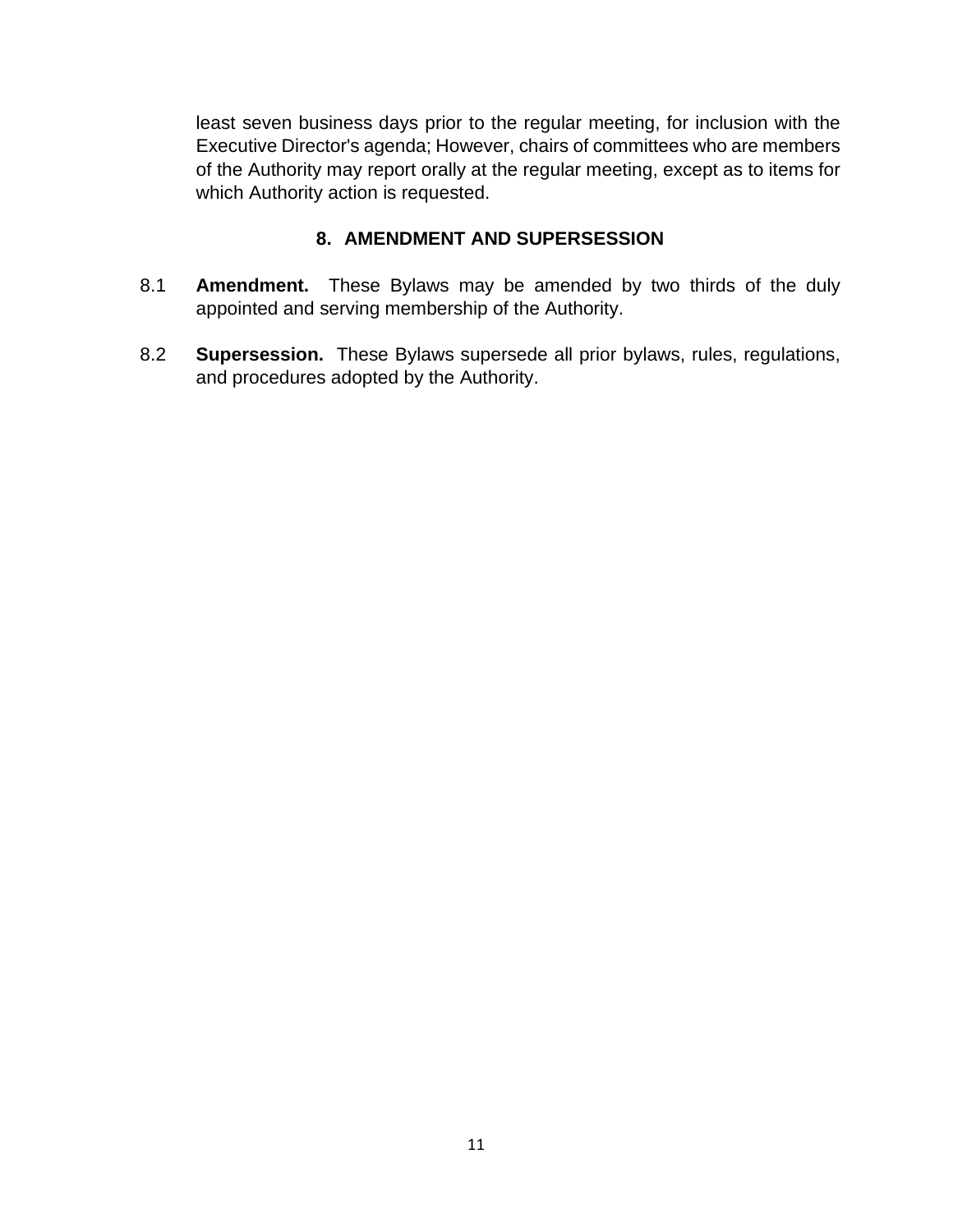least seven business days prior to the regular meeting, for inclusion with the Executive Director's agenda; However, chairs of committees who are members of the Authority may report orally at the regular meeting, except as to items for which Authority action is requested.

## 8. AMENDMENT AND SUPERSESSION

8.1 **Amendment.** These Bylaws may be amended by two thirds of the duly appointed and serving membership of the Authority.

8.2 **Supersession.** These Bylaws supersede all prior bylaws, rules, regulations, and procedures adopted by the Authority.